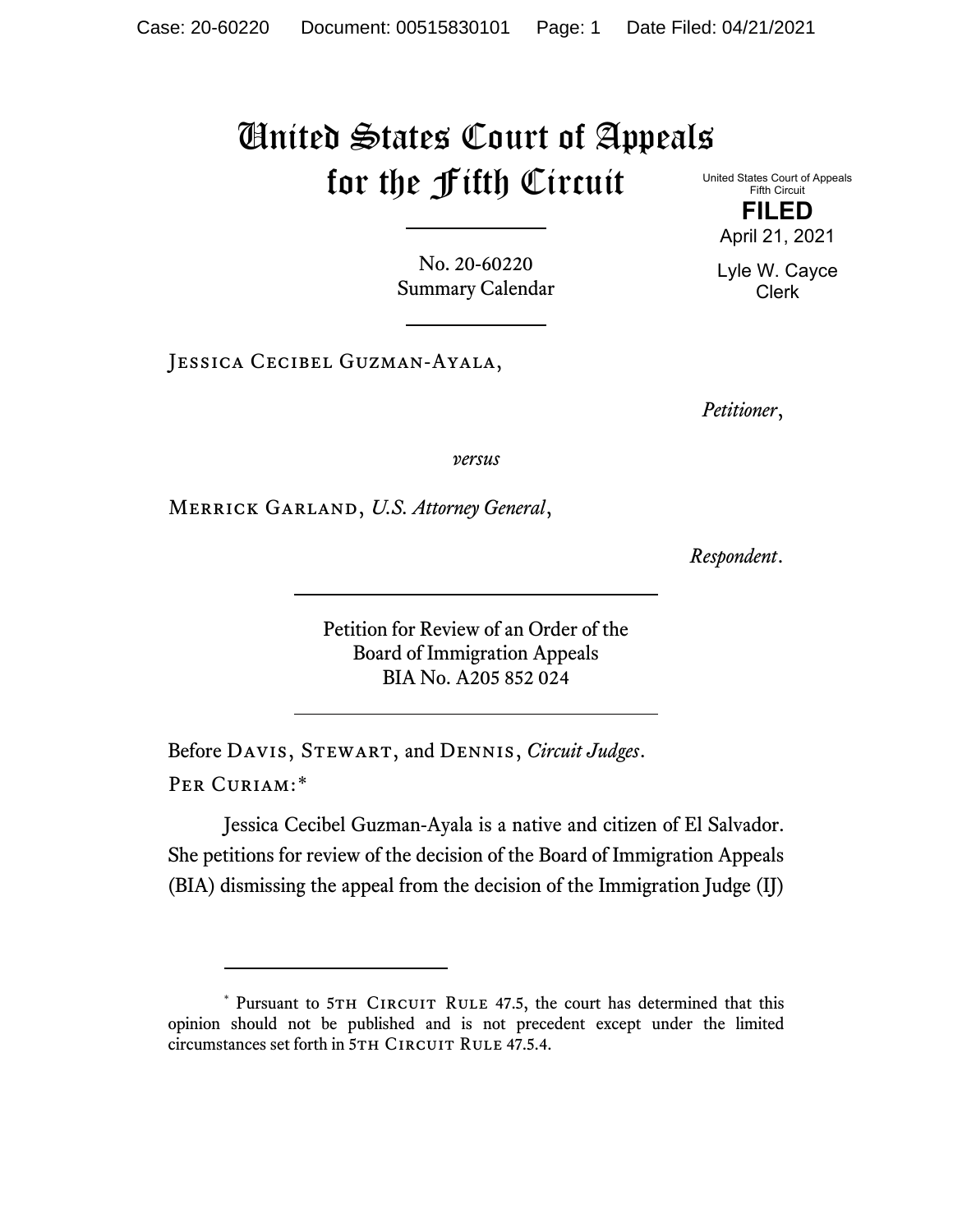# United States Court of Appeals for the Fifth Circuit

United States Court of Appeals
Fifth Circuit

**FILED**

April 21, 2021

Lyle W. Cayce
Clerk

No. 20-60220
Summary Calendar

---

Jessica Cecibel Guzman-Ayala,

*Petitioner*,

*versus*

Merrick Garland, *U.S. Attorney General*,

*Respondent*.

---

Petition for Review of an Order of the
Board of Immigration Appeals
BIA No. A205 852 024

---

Before Davis, Stewart, and Dennis, *Circuit Judges*.

Per Curiam:*

Jessica Cecibel Guzman-Ayala is a native and citizen of El Salvador. She petitions for review of the decision of the Board of Immigration Appeals (BIA) dismissing the appeal from the decision of the Immigration Judge (IJ)

---

\* Pursuant to 5th Circuit Rule 47.5, the court has determined that this opinion should not be published and is not precedent except under the limited circumstances set forth in 5th Circuit Rule 47.5.4.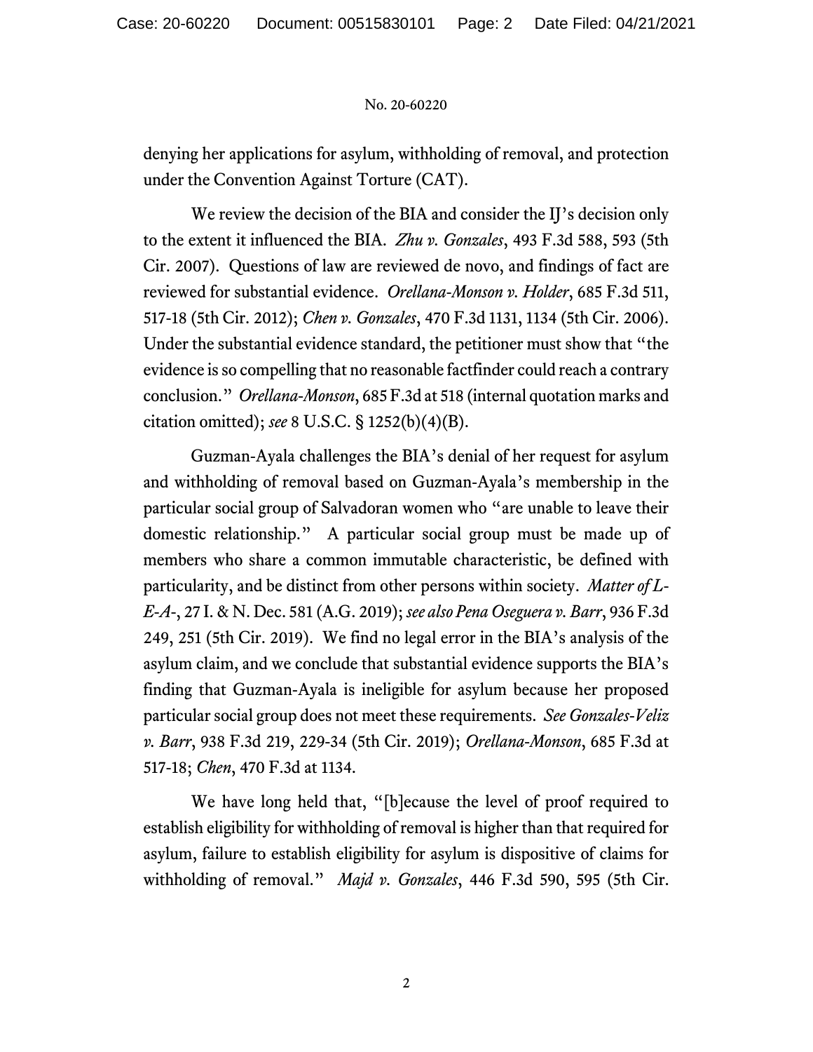denying her applications for asylum, withholding of removal, and protection under the Convention Against Torture (CAT).

We review the decision of the BIA and consider the IJ's decision only to the extent it influenced the BIA. *Zhu v. Gonzales*, 493 F.3d 588, 593 (5th Cir. 2007). Questions of law are reviewed de novo, and findings of fact are reviewed for substantial evidence. *Orellana-Monson v. Holder*, 685 F.3d 511, 517-18 (5th Cir. 2012); *Chen v. Gonzales*, 470 F.3d 1131, 1134 (5th Cir. 2006). Under the substantial evidence standard, the petitioner must show that "the evidence is so compelling that no reasonable factfinder could reach a contrary conclusion." *Orellana-Monson*, 685 F.3d at 518 (internal quotation marks and citation omitted); *see* 8 U.S.C. § 1252(b)(4)(B).

Guzman-Ayala challenges the BIA's denial of her request for asylum and withholding of removal based on Guzman-Ayala's membership in the particular social group of Salvadoran women who "are unable to leave their domestic relationship." A particular social group must be made up of members who share a common immutable characteristic, be defined with particularity, and be distinct from other persons within society. *Matter of L-E-A-*, 27 I. & N. Dec. 581 (A.G. 2019); *see also Pena Oseguera v. Barr*, 936 F.3d 249, 251 (5th Cir. 2019). We find no legal error in the BIA's analysis of the asylum claim, and we conclude that substantial evidence supports the BIA's finding that Guzman-Ayala is ineligible for asylum because her proposed particular social group does not meet these requirements. *See Gonzales-Veliz v. Barr*, 938 F.3d 219, 229-34 (5th Cir. 2019); *Orellana-Monson*, 685 F.3d at 517-18; *Chen*, 470 F.3d at 1134.

We have long held that, "[b]ecause the level of proof required to establish eligibility for withholding of removal is higher than that required for asylum, failure to establish eligibility for asylum is dispositive of claims for withholding of removal." *Majd v. Gonzales*, 446 F.3d 590, 595 (5th Cir.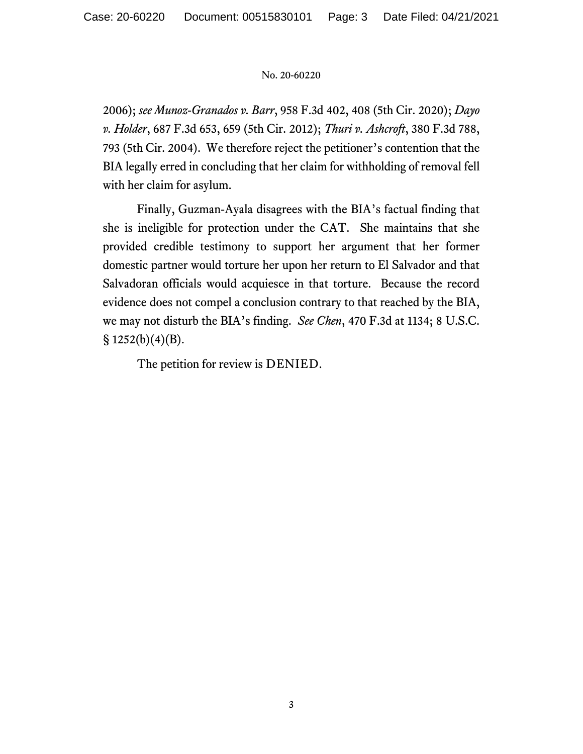2006); *see Munoz-Granados v. Barr*, 958 F.3d 402, 408 (5th Cir. 2020); *Dayo v. Holder*, 687 F.3d 653, 659 (5th Cir. 2012); *Thuri v. Ashcroft*, 380 F.3d 788, 793 (5th Cir. 2004). We therefore reject the petitioner's contention that the BIA legally erred in concluding that her claim for withholding of removal fell with her claim for asylum.

Finally, Guzman-Ayala disagrees with the BIA's factual finding that she is ineligible for protection under the CAT. She maintains that she provided credible testimony to support her argument that her former domestic partner would torture her upon her return to El Salvador and that Salvadoran officials would acquiesce in that torture. Because the record evidence does not compel a conclusion contrary to that reached by the BIA, we may not disturb the BIA's finding. *See Chen*, 470 F.3d at 1134; 8 U.S.C. § 1252(b)(4)(B).

The petition for review is DENIED.